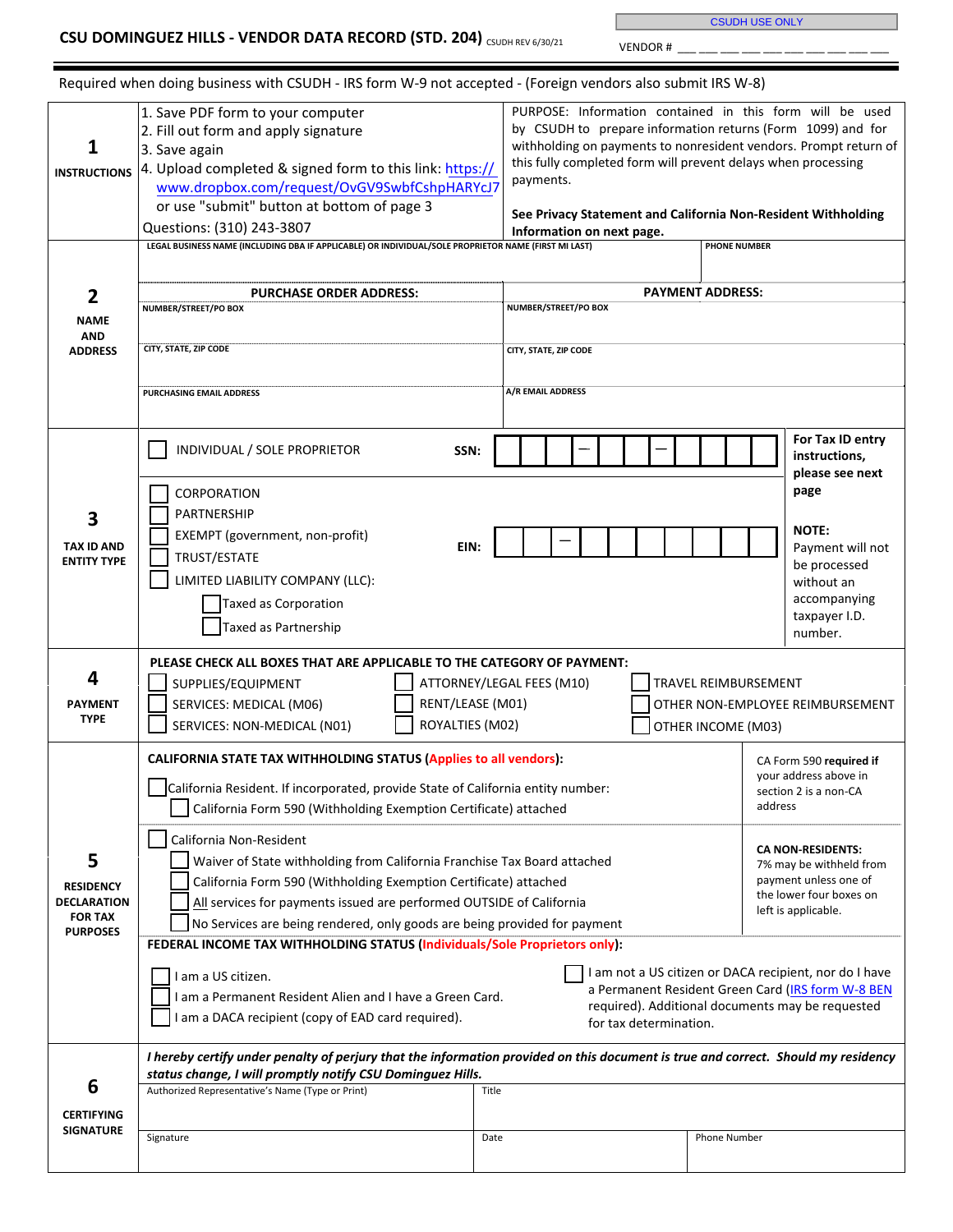# CSU DOMINGUEZ HILLS - VENDOR DATA RECORD (STD. 204)

CSUDH REV 6/30/21

CSUDH USE ONLY

VENDOR # ___ ___ ___ ___ ___ ___ ___ ___ ___ ___ ___

Required when doing business with CSUDH - IRS form W-9 not accepted - (Foreign vendors also submit IRS W-8)

## 1 INSTRUCTIONS

1. Save PDF form to your computer
2. Fill out form and apply signature
3. Save again
4. Upload completed & signed form to this link: https://www.dropbox.com/request/OvGV9SwbfCshpHARYcJ7 or use "submit" button at bottom of page 3

Questions: (310) 243-3807

PURPOSE: Information contained in this form will be used by CSUDH to prepare information returns (Form 1099) and for withholding on payments to nonresident vendors. Prompt return of this fully completed form will prevent delays when processing payments.

**See Privacy Statement and California Non-Resident Withholding Information on next page.**

## 2 NAME AND ADDRESS

| LEGAL BUSINESS NAME (INCLUDING DBA IF APPLICABLE) OR INDIVIDUAL/SOLE PROPRIETOR NAME (FIRST MI LAST) | PHONE NUMBER |
|---|---|
| | |

| PURCHASE ORDER ADDRESS: | PAYMENT ADDRESS: |
|---|---|
| NUMBER/STREET/PO BOX | NUMBER/STREET/PO BOX |
| CITY, STATE, ZIP CODE | CITY, STATE, ZIP CODE |
| PURCHASING EMAIL ADDRESS | A/R EMAIL ADDRESS |

## 3 TAX ID AND ENTITY TYPE

☐ INDIVIDUAL / SOLE PROPRIETOR — SSN: ___ ___ ___ – ___ ___ – ___ ___ ___ ___

☐ CORPORATION
☐ PARTNERSHIP
☐ EXEMPT (government, non-profit)
☐ TRUST/ESTATE
☐ LIMITED LIABILITY COMPANY (LLC):
  ☐ Taxed as Corporation
  ☐ Taxed as Partnership

EIN: ___ ___ – ___ ___ ___ ___ ___ ___ ___

**For Tax ID entry instructions, please see next page**

**NOTE:** Payment will not be processed without an accompanying taxpayer I.D. number.

## 4 PAYMENT TYPE

**PLEASE CHECK ALL BOXES THAT ARE APPLICABLE TO THE CATEGORY OF PAYMENT:**

| | | |
|---|---|---|
| ☐ SUPPLIES/EQUIPMENT | ☐ ATTORNEY/LEGAL FEES (M10) | ☐ TRAVEL REIMBURSEMENT |
| ☐ SERVICES: MEDICAL (M06) | ☐ RENT/LEASE (M01) | ☐ OTHER NON-EMPLOYEE REIMBURSEMENT |
| ☐ SERVICES: NON-MEDICAL (N01) | ☐ ROYALTIES (M02) | ☐ OTHER INCOME (M03) |

## 5 RESIDENCY DECLARATION FOR TAX PURPOSES

**CALIFORNIA STATE TAX WITHHOLDING STATUS (Applies to all vendors):**

☐ California Resident. If incorporated, provide State of California entity number:
  ☐ California Form 590 (Withholding Exemption Certificate) attached

CA Form 590 **required if** your address above in section 2 is a non-CA address

☐ California Non-Resident
  ☐ Waiver of State withholding from California Franchise Tax Board attached
  ☐ California Form 590 (Withholding Exemption Certificate) attached
  ☐ All services for payments issued are performed OUTSIDE of California
  ☐ No Services are being rendered, only goods are being provided for payment

**CA NON-RESIDENTS:** 7% may be withheld from payment unless one of the lower four boxes on left is applicable.

**FEDERAL INCOME TAX WITHHOLDING STATUS (Individuals/Sole Proprietors only):**

☐ I am a US citizen.
☐ I am a Permanent Resident Alien and I have a Green Card.
☐ I am a DACA recipient (copy of EAD card required).

☐ I am not a US citizen or DACA recipient, nor do I have a Permanent Resident Green Card (IRS form W-8 BEN required). Additional documents may be requested for tax determination.

## 6 CERTIFYING SIGNATURE

***I hereby certify under penalty of perjury that the information provided on this document is true and correct. Should my residency status change, I will promptly notify CSU Dominguez Hills.***

| Authorized Representative's Name (Type or Print) | Title | |
|---|---|---|
| | | |
| Signature | Date | Phone Number |
| | | |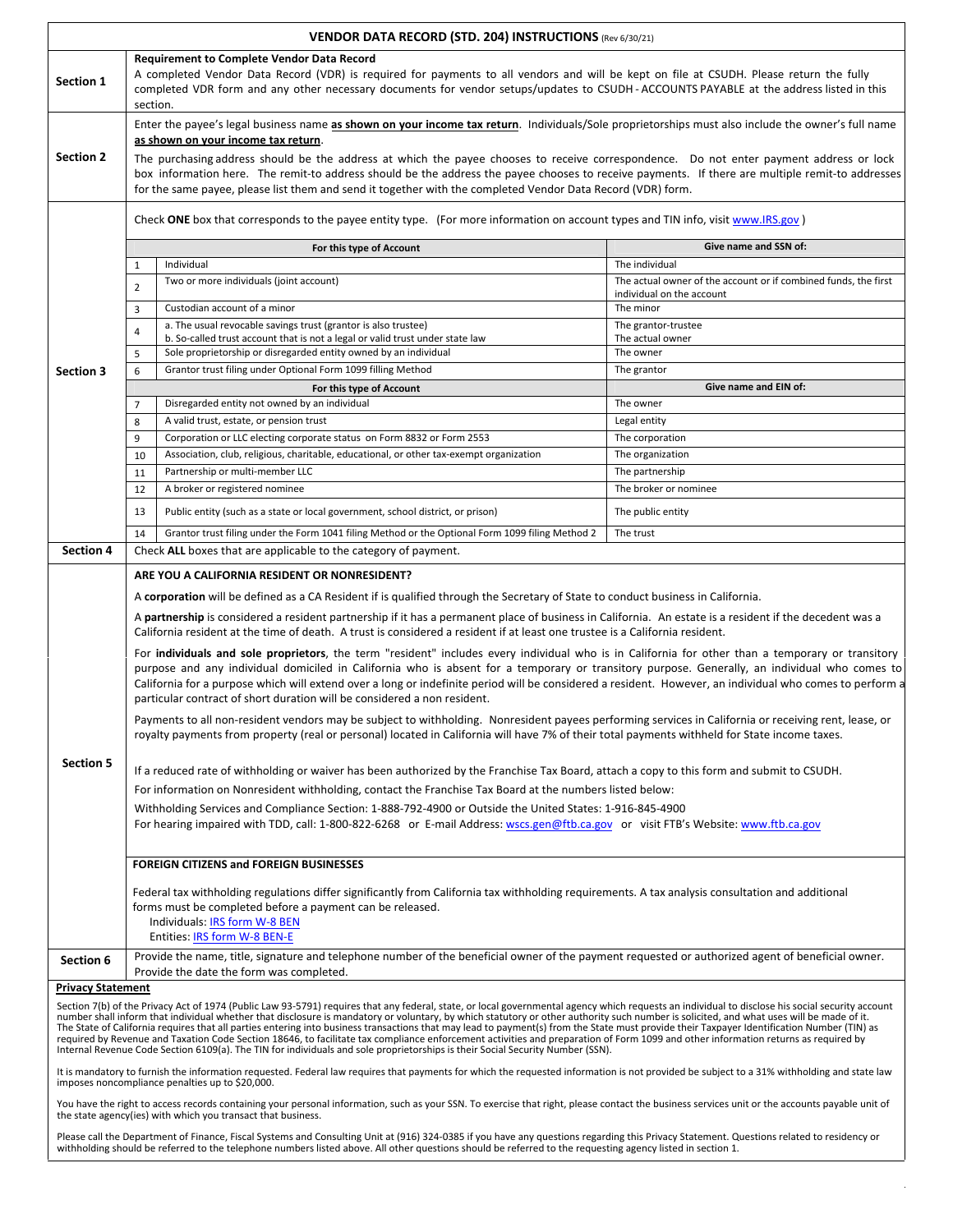# VENDOR DATA RECORD (STD. 204) INSTRUCTIONS (Rev 6/30/21)

## Section 1

**Requirement to Complete Vendor Data Record**

A completed Vendor Data Record (VDR) is required for payments to all vendors and will be kept on file at CSUDH. Please return the fully completed VDR form and any other necessary documents for vendor setups/updates to CSUDH - ACCOUNTS PAYABLE at the address listed in this section.

## Section 2

Enter the payee's legal business name **as shown on your income tax return**. Individuals/Sole proprietorships must also include the owner's full name **as shown on your income tax return**.

The purchasing address should be the address at which the payee chooses to receive correspondence. Do not enter payment address or lock box information here. The remit-to address should be the address the payee chooses to receive payments. If there are multiple remit-to addresses for the same payee, please list them and send it together with the completed Vendor Data Record (VDR) form.

## Section 3

Check **ONE** box that corresponds to the payee entity type. (For more information on account types and TIN info, visit www.IRS.gov )

| | For this type of Account | Give name and SSN of: |
|---|---|---|
| 1 | Individual | The individual |
| 2 | Two or more individuals (joint account) | The actual owner of the account or if combined funds, the first individual on the account |
| 3 | Custodian account of a minor | The minor |
| 4 | a. The usual revocable savings trust (grantor is also trustee)<br>b. So-called trust account that is not a legal or valid trust under state law | The grantor-trustee<br>The actual owner |
| 5 | Sole proprietorship or disregarded entity owned by an individual | The owner |
| 6 | Grantor trust filing under Optional Form 1099 filling Method | The grantor |
| | **For this type of Account** | **Give name and EIN of:** |
| 7 | Disregarded entity not owned by an individual | The owner |
| 8 | A valid trust, estate, or pension trust | Legal entity |
| 9 | Corporation or LLC electing corporate status on Form 8832 or Form 2553 | The corporation |
| 10 | Association, club, religious, charitable, educational, or other tax-exempt organization | The organization |
| 11 | Partnership or multi-member LLC | The partnership |
| 12 | A broker or registered nominee | The broker or nominee |
| 13 | Public entity (such as a state or local government, school district, or prison) | The public entity |
| 14 | Grantor trust filing under the Form 1041 filing Method or the Optional Form 1099 filing Method 2 | The trust |

## Section 4

Check **ALL** boxes that are applicable to the category of payment.

## Section 5

**ARE YOU A CALIFORNIA RESIDENT OR NONRESIDENT?**

A **corporation** will be defined as a CA Resident if is qualified through the Secretary of State to conduct business in California.

A **partnership** is considered a resident partnership if it has a permanent place of business in California. An estate is a resident if the decedent was a California resident at the time of death. A trust is considered a resident if at least one trustee is a California resident.

For **individuals and sole proprietors**, the term "resident" includes every individual who is in California for other than a temporary or transitory purpose and any individual domiciled in California who is absent for a temporary or transitory purpose. Generally, an individual who comes to California for a purpose which will extend over a long or indefinite period will be considered a resident. However, an individual who comes to perform a particular contract of short duration will be considered a non resident.

Payments to all non-resident vendors may be subject to withholding. Nonresident payees performing services in California or receiving rent, lease, or royalty payments from property (real or personal) located in California will have 7% of their total payments withheld for State income taxes.

If a reduced rate of withholding or waiver has been authorized by the Franchise Tax Board, attach a copy to this form and submit to CSUDH.

For information on Nonresident withholding, contact the Franchise Tax Board at the numbers listed below:

Withholding Services and Compliance Section: 1-888-792-4900 or Outside the United States: 1-916-845-4900
For hearing impaired with TDD, call: 1-800-822-6268 or E-mail Address: wscs.gen@ftb.ca.gov or visit FTB's Website: www.ftb.ca.gov

**FOREIGN CITIZENS and FOREIGN BUSINESSES**

Federal tax withholding regulations differ significantly from California tax withholding requirements. A tax analysis consultation and additional forms must be completed before a payment can be released.

- Individuals: IRS form W-8 BEN
- Entities: IRS form W-8 BEN-E

## Section 6

Provide the name, title, signature and telephone number of the beneficial owner of the payment requested or authorized agent of beneficial owner. Provide the date the form was completed.

## Privacy Statement

Section 7(b) of the Privacy Act of 1974 (Public Law 93-5791) requires that any federal, state, or local governmental agency which requests an individual to disclose his social security account number shall inform that individual whether that disclosure is mandatory or voluntary, by which statutory or other authority such number is solicited, and what uses will be made of it. The State of California requires that all parties entering into business transactions that may lead to payment(s) from the State must provide their Taxpayer Identification Number (TIN) as required by Revenue and Taxation Code Section 18646, to facilitate tax compliance enforcement activities and preparation of Form 1099 and other information returns as required by Internal Revenue Code Section 6109(a). The TIN for individuals and sole proprietorships is their Social Security Number (SSN).

It is mandatory to furnish the information requested. Federal law requires that payments for which the requested information is not provided be subject to a 31% withholding and state law imposes noncompliance penalties up to $20,000.

You have the right to access records containing your personal information, such as your SSN. To exercise that right, please contact the business services unit or the accounts payable unit of the state agency(ies) with which you transact that business.

Please call the Department of Finance, Fiscal Systems and Consulting Unit at (916) 324-0385 if you have any questions regarding this Privacy Statement. Questions related to residency or withholding should be referred to the telephone numbers listed above. All other questions should be referred to the requesting agency listed in section 1.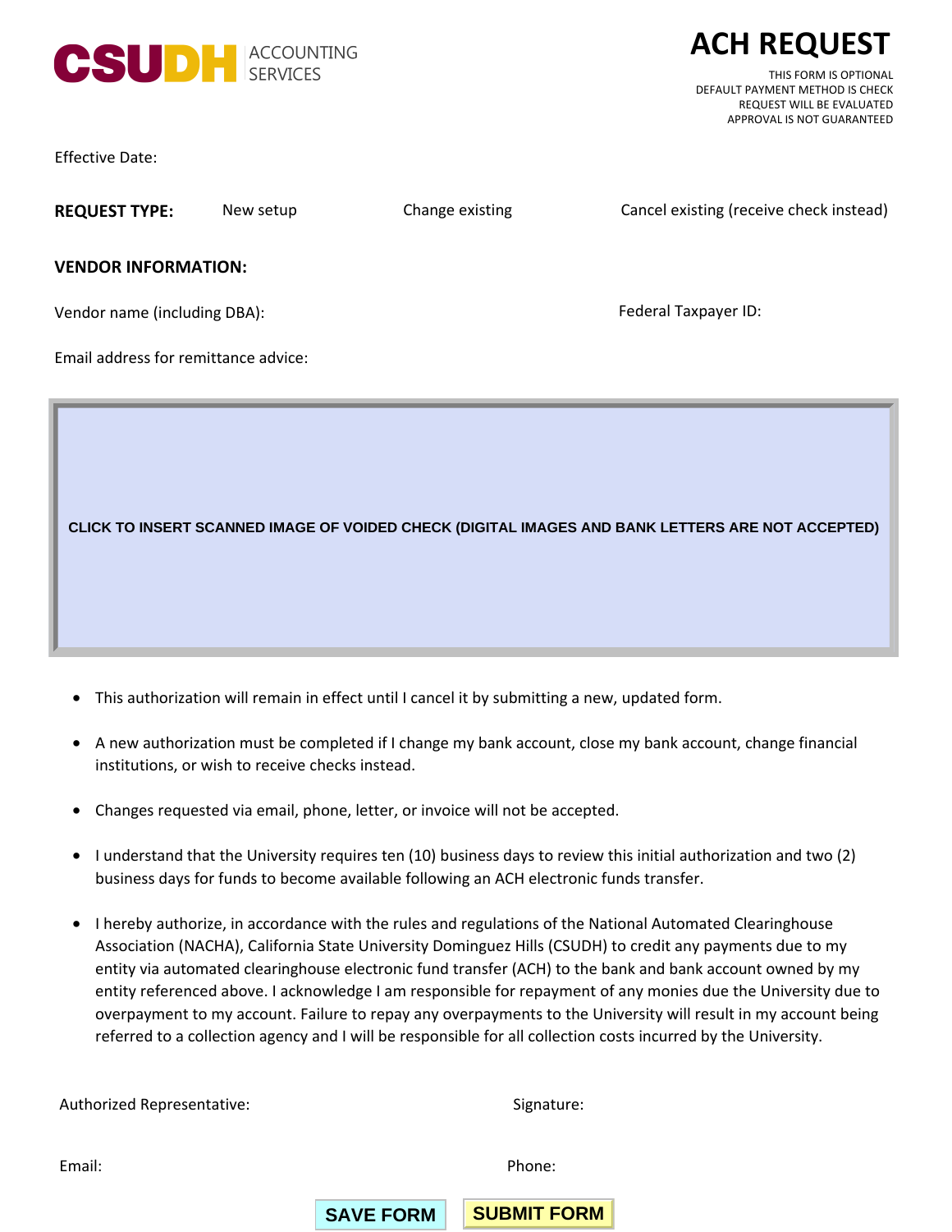CSUDH ACCOUNTING SERVICES

# ACH REQUEST

THIS FORM IS OPTIONAL
DEFAULT PAYMENT METHOD IS CHECK
REQUEST WILL BE EVALUATED
APPROVAL IS NOT GUARANTEED

Effective Date:

**REQUEST TYPE:** New setup Change existing Cancel existing (receive check instead)

**VENDOR INFORMATION:**

Vendor name (including DBA): Federal Taxpayer ID:

Email address for remittance advice:

**CLICK TO INSERT SCANNED IMAGE OF VOIDED CHECK (DIGITAL IMAGES AND BANK LETTERS ARE NOT ACCEPTED)**

- This authorization will remain in effect until I cancel it by submitting a new, updated form.
- A new authorization must be completed if I change my bank account, close my bank account, change financial institutions, or wish to receive checks instead.
- Changes requested via email, phone, letter, or invoice will not be accepted.
- I understand that the University requires ten (10) business days to review this initial authorization and two (2) business days for funds to become available following an ACH electronic funds transfer.
- I hereby authorize, in accordance with the rules and regulations of the National Automated Clearinghouse Association (NACHA), California State University Dominguez Hills (CSUDH) to credit any payments due to my entity via automated clearinghouse electronic fund transfer (ACH) to the bank and bank account owned by my entity referenced above. I acknowledge I am responsible for repayment of any monies due the University due to overpayment to my account. Failure to repay any overpayments to the University will result in my account being referred to a collection agency and I will be responsible for all collection costs incurred by the University.

Authorized Representative: Signature:

Email: Phone:

SAVE FORM SUBMIT FORM